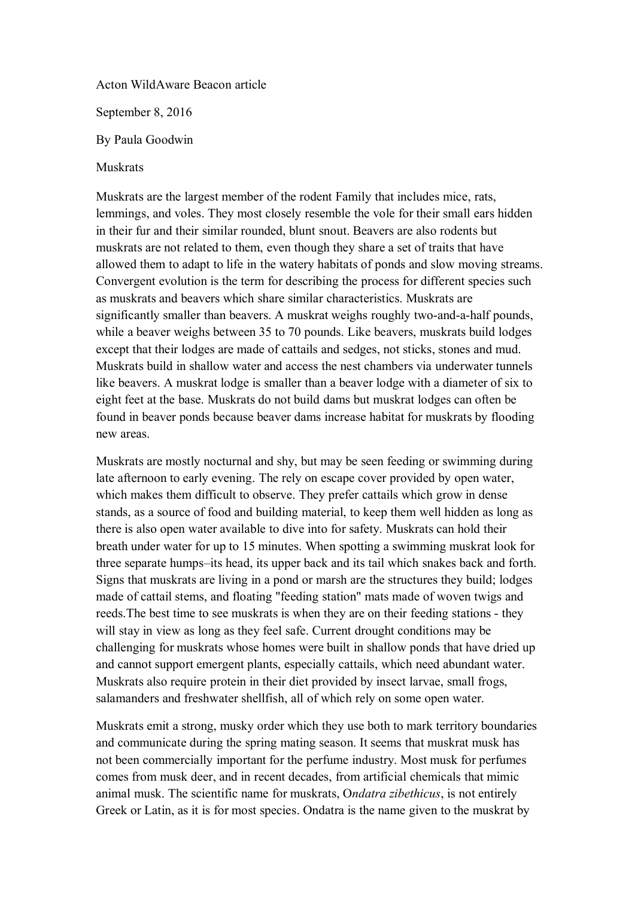Acton WildAware Beacon article

September 8, 2016

By Paula Goodwin

Muskrats

Muskrats are the largest member of the rodent Family that includes mice, rats, lemmings, and voles. They most closely resemble the vole for their small ears hidden in their fur and their similar rounded, blunt snout. Beavers are also rodents but muskrats are not related to them, even though they share a set of traits that have allowed them to adapt to life in the watery habitats of ponds and slow moving streams. Convergent evolution is the term for describing the process for different species such as muskrats and beavers which share similar characteristics. Muskrats are significantly smaller than beavers. A muskrat weighs roughly two-and-a-half pounds, while a beaver weighs between 35 to 70 pounds. Like beavers, muskrats build lodges except that their lodges are made of cattails and sedges, not sticks, stones and mud. Muskrats build in shallow water and access the nest chambers via underwater tunnels like beavers. A muskrat lodge is smaller than a beaver lodge with a diameter of six to eight feet at the base. Muskrats do not build dams but muskrat lodges can often be found in beaver ponds because beaver dams increase habitat for muskrats by flooding new areas.

Muskrats are mostly nocturnal and shy, but may be seen feeding or swimming during late afternoon to early evening. The rely on escape cover provided by open water, which makes them difficult to observe. They prefer cattails which grow in dense stands, as a source of food and building material, to keep them well hidden as long as there is also open water available to dive into for safety. Muskrats can hold their breath under water for up to 15 minutes. When spotting a swimming muskrat look for three separate humps–its head, its upper back and its tail which snakes back and forth. Signs that muskrats are living in a pond or marsh are the structures they build; lodges made of cattail stems, and floating "feeding station" mats made of woven twigs and reeds.The best time to see muskrats is when they are on their feeding stations - they will stay in view as long as they feel safe. Current drought conditions may be challenging for muskrats whose homes were built in shallow ponds that have dried up and cannot support emergent plants, especially cattails, which need abundant water. Muskrats also require protein in their diet provided by insect larvae, small frogs, salamanders and freshwater shellfish, all of which rely on some open water.

Muskrats emit a strong, musky order which they use both to mark territory boundaries and communicate during the spring mating season. It seems that muskrat musk has not been commercially important for the perfume industry. Most musk for perfumes comes from musk deer, and in recent decades, from artificial chemicals that mimic animal musk. The scientific name for muskrats, O*ndatra zibethicus*, is not entirely Greek or Latin, as it is for most species. Ondatra is the name given to the muskrat by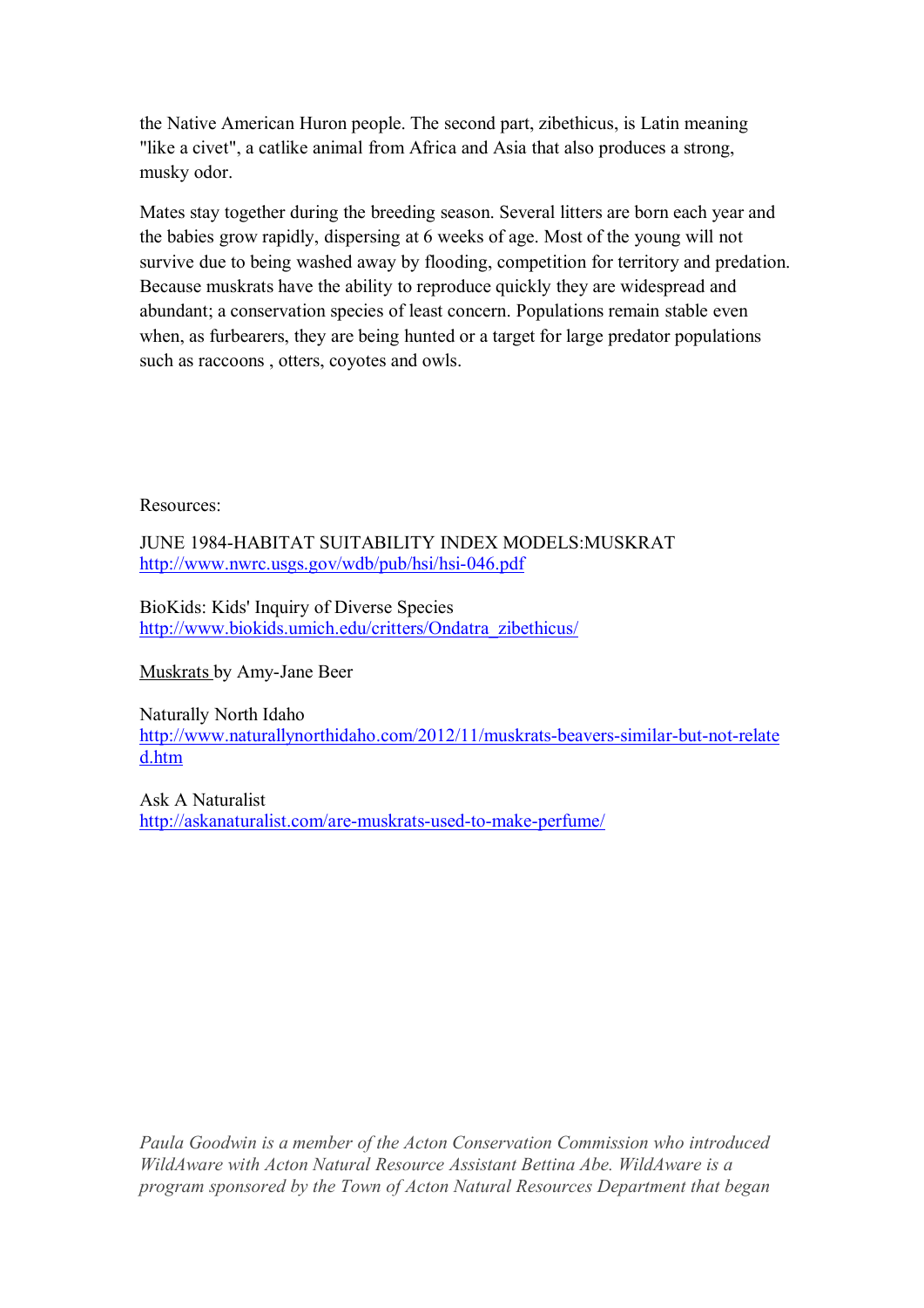the Native American Huron people. The second part, zibethicus, is Latin meaning "like a civet", a catlike animal from Africa and Asia that also produces a strong, musky odor.

Mates stay together during the breeding season. Several litters are born each year and the babies grow rapidly, dispersing at 6 weeks of age. Most of the young will not survive due to being washed away by flooding, competition for territory and predation. Because muskrats have the ability to reproduce quickly they are widespread and abundant; a conservation species of least concern. Populations remain stable even when, as furbearers, they are being hunted or a target for large predator populations such as raccoons , otters, coyotes and owls.

Resources:

JUNE 1984-HABITAT SUITABILITY INDEX MODELS:MUSKRAT
http://www.nwrc.usgs.gov/wdb/pub/hsi/hsi-046.pdf

BioKids: Kids' Inquiry of Diverse Species
http://www.biokids.umich.edu/critters/Ondatra_zibethicus/

Muskrats by Amy-Jane Beer

Naturally North Idaho
http://www.naturallynorthidaho.com/2012/11/muskrats-beavers-similar-but-not-related.htm

Ask A Naturalist
http://askanaturalist.com/are-muskrats-used-to-make-perfume/

*Paula Goodwin is a member of the Acton Conservation Commission who introduced WildAware with Acton Natural Resource Assistant Bettina Abe. WildAware is a program sponsored by the Town of Acton Natural Resources Department that began*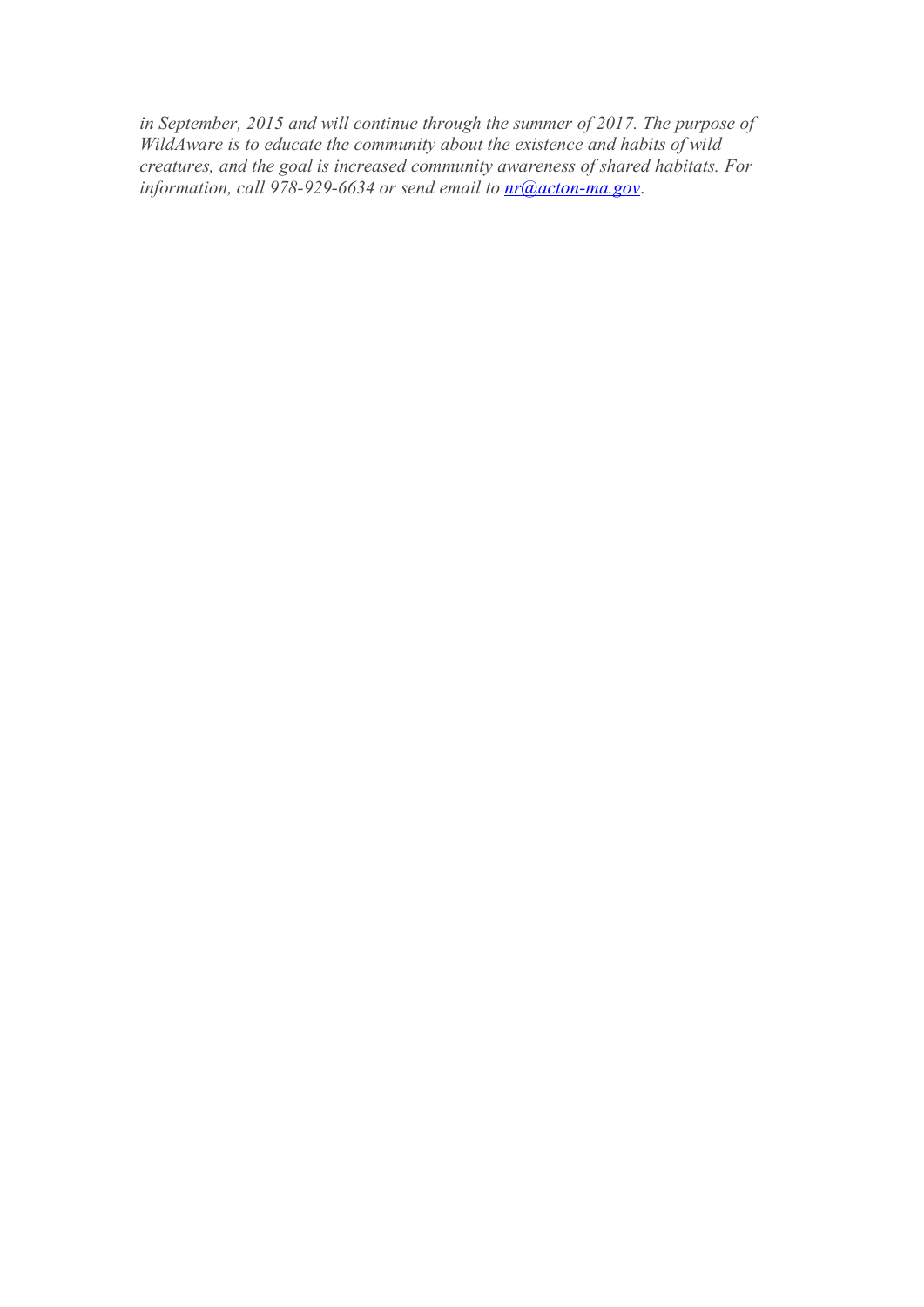*in September, 2015 and will continue through the summer of 2017. The purpose of WildAware is to educate the community about the existence and habits of wild creatures, and the goal is increased community awareness of shared habitats. For information, call 978-929-6634 or send email to [nr@acton-ma.gov](mailto:nr@acton-ma.gov).*